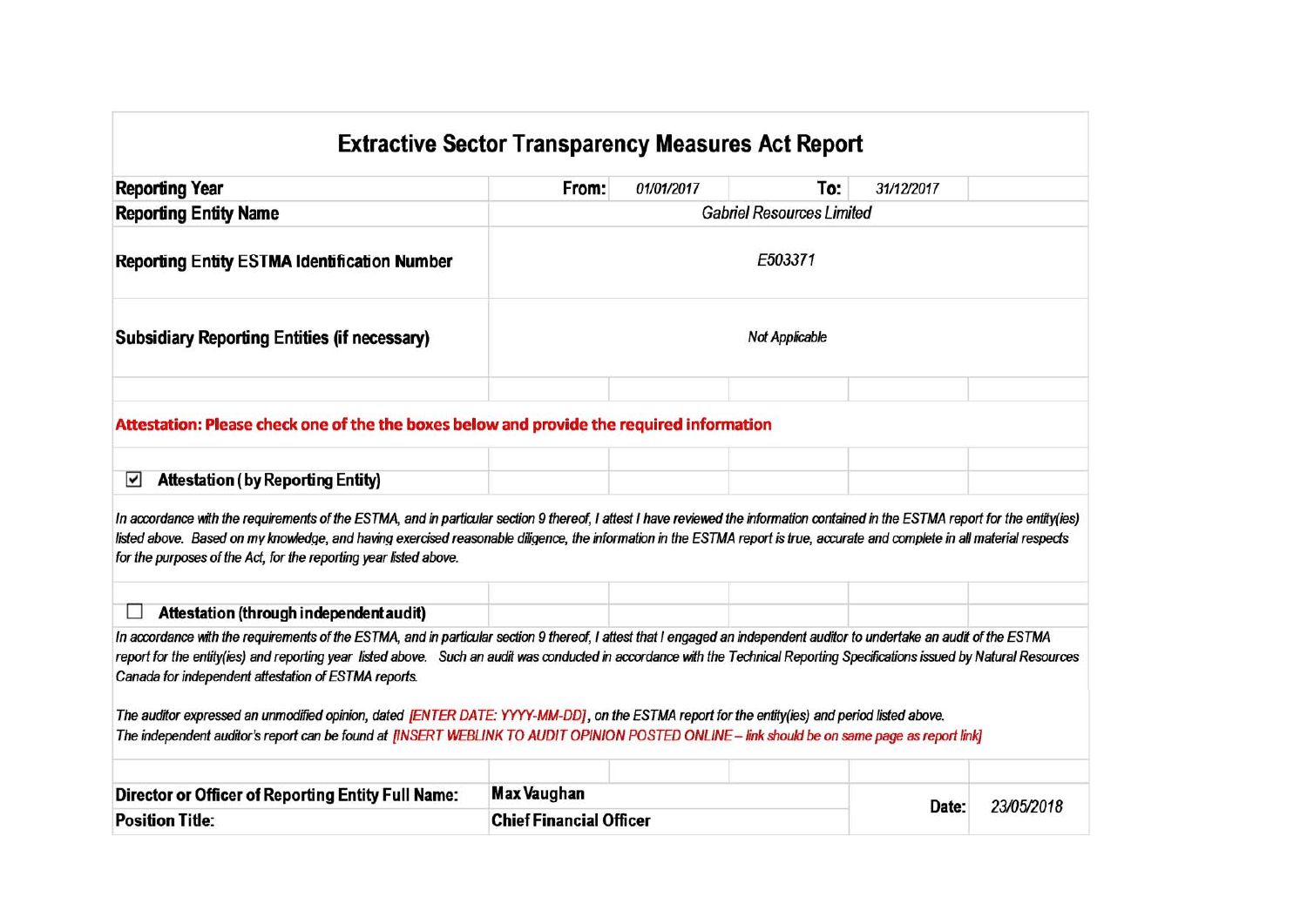# Extractive Sector Transparency Measures Act Report

| | | | | |
|---|---|---|---|---|
| **Reporting Year** | **From:** | *01/01/2017* | **To:** | *31/12/2017* |
| **Reporting Entity Name** | *Gabriel Resources Limited* | | | |
| **Reporting Entity ESTMA Identification Number** | *E503371* | | | |
| **Subsidiary Reporting Entities (if necessary)** | *Not Applicable* | | | |

**Attestation: Please check one of the the boxes below and provide the required information**

☑ **Attestation ( by Reporting Entity)**

*In accordance with the requirements of the ESTMA, and in particular section 9 thereof, I attest I have reviewed the information contained in the ESTMA report for the entity(ies) listed above. Based on my knowledge, and having exercised reasonable diligence, the information in the ESTMA report is true, accurate and complete in all material respects for the purposes of the Act, for the reporting year listed above.*

☐ **Attestation (through independent audit)**

*In accordance with the requirements of the ESTMA, and in particular section 9 thereof, I attest that I engaged an independent auditor to undertake an audit of the ESTMA report for the entity(ies) and reporting year listed above. Such an audit was conducted in accordance with the Technical Reporting Specifications issued by Natural Resources Canada for independent attestation of ESTMA reports.*

*The auditor expressed an unmodified opinion, dated [ENTER DATE: YYYY-MM-DD], on the ESTMA report for the entity(ies) and period listed above.*
*The independent auditor's report can be found at [INSERT WEBLINK TO AUDIT OPINION POSTED ONLINE – link should be on same page as report link]*

| | | | |
|---|---|---|---|
| **Director or Officer of Reporting Entity Full Name:** | **Max Vaughan** | **Date:** | *23/05/2018* |
| **Position Title:** | **Chief Financial Officer** | | |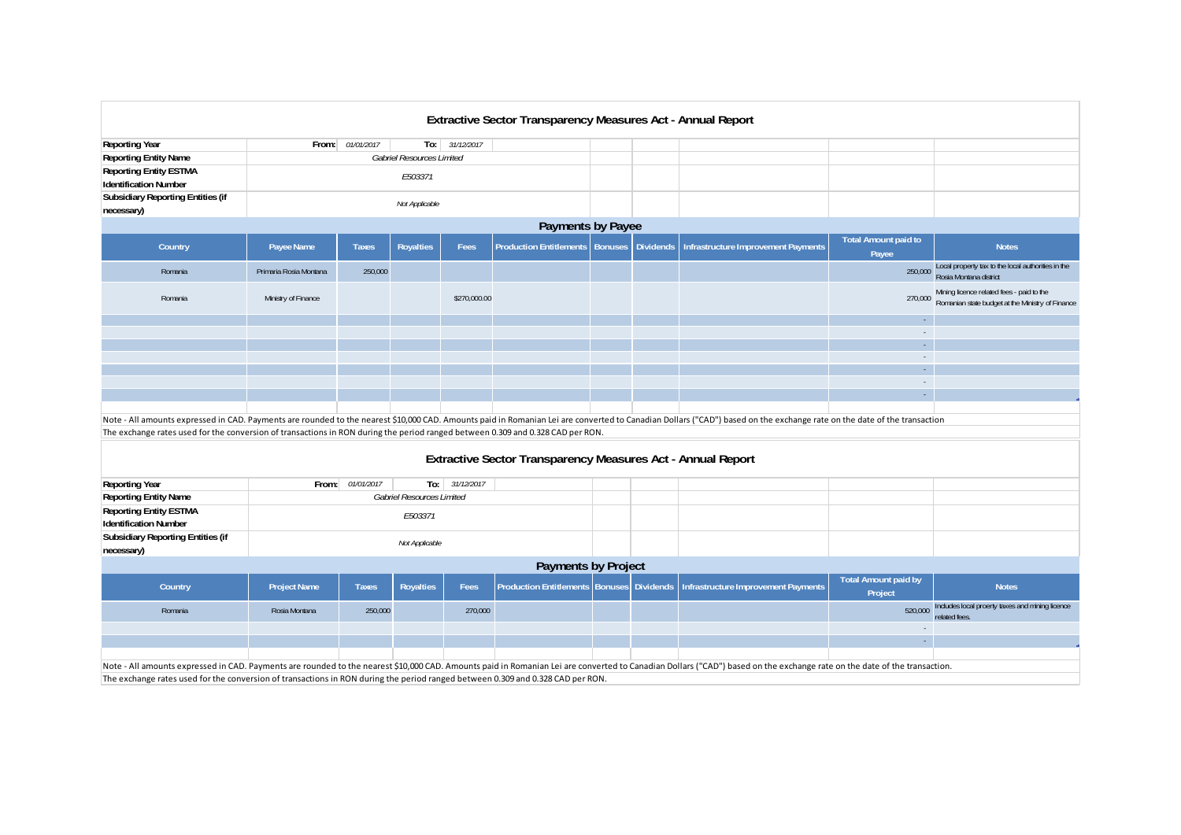## Extractive Sector Transparency Measures Act - Annual Report

| | | | |
|---|---|---|---|
| **Reporting Year** | **From:** *01/01/2017* | **To:** *31/12/2017* | |
| **Reporting Entity Name** | *Gabriel Resources Limited* | | |
| **Reporting Entity ESTMA Identification Number** | *E503371* | | |
| **Subsidiary Reporting Entities (if necessary)** | *Not Applicable* | | |

### Payments by Payee

| Country | Payee Name | Taxes | Royalties | Fees | Production Entitlements | Bonuses | Dividends | Infrastructure Improvement Payments | Total Amount paid to Payee | Notes |
|---|---|---|---|---|---|---|---|---|---|---|
| Romania | Primaria Rosia Montana | 250,000 | | | | | | | 250,000 | Local property tax to the local authorities in the Rosia Montana district |
| Romania | Ministry of Finance | | | $270,000.00 | | | | | 270,000 | Mining licence related fees - paid to the Romanian state budget at the Ministry of Finance |
| | | | | | | | | | - | |
| | | | | | | | | | - | |
| | | | | | | | | | - | |
| | | | | | | | | | - | |
| | | | | | | | | | - | |
| | | | | | | | | | - | |
| | | | | | | | | | - | |

Note - All amounts expressed in CAD. Payments are rounded to the nearest $10,000 CAD. Amounts paid in Romanian Lei are converted to Canadian Dollars ("CAD") based on the exchange rate on the date of the transaction
The exchange rates used for the conversion of transactions in RON during the period ranged between 0.309 and 0.328 CAD per RON.

## Extractive Sector Transparency Measures Act - Annual Report

| | | | |
|---|---|---|---|
| **Reporting Year** | **From:** *01/01/2017* | **To:** *31/12/2017* | |
| **Reporting Entity Name** | *Gabriel Resources Limited* | | |
| **Reporting Entity ESTMA Identification Number** | *E503371* | | |
| **Subsidiary Reporting Entities (if necessary)** | *Not Applicable* | | |

### Payments by Project

| Country | Project Name | Taxes | Royalties | Fees | Production Entitlements | Bonuses | Dividends | Infrastructure Improvement Payments | Total Amount paid by Project | Notes |
|---|---|---|---|---|---|---|---|---|---|---|
| Romania | Rosia Montana | 250,000 | | 270,000 | | | | | 520,000 | Includes local proerty taxes and mining licence related fees. |
| | | | | | | | | | - | |
| | | | | | | | | | - | |

Note - All amounts expressed in CAD. Payments are rounded to the nearest $10,000 CAD. Amounts paid in Romanian Lei are converted to Canadian Dollars ("CAD") based on the exchange rate on the date of the transaction.
The exchange rates used for the conversion of transactions in RON during the period ranged between 0.309 and 0.328 CAD per RON.